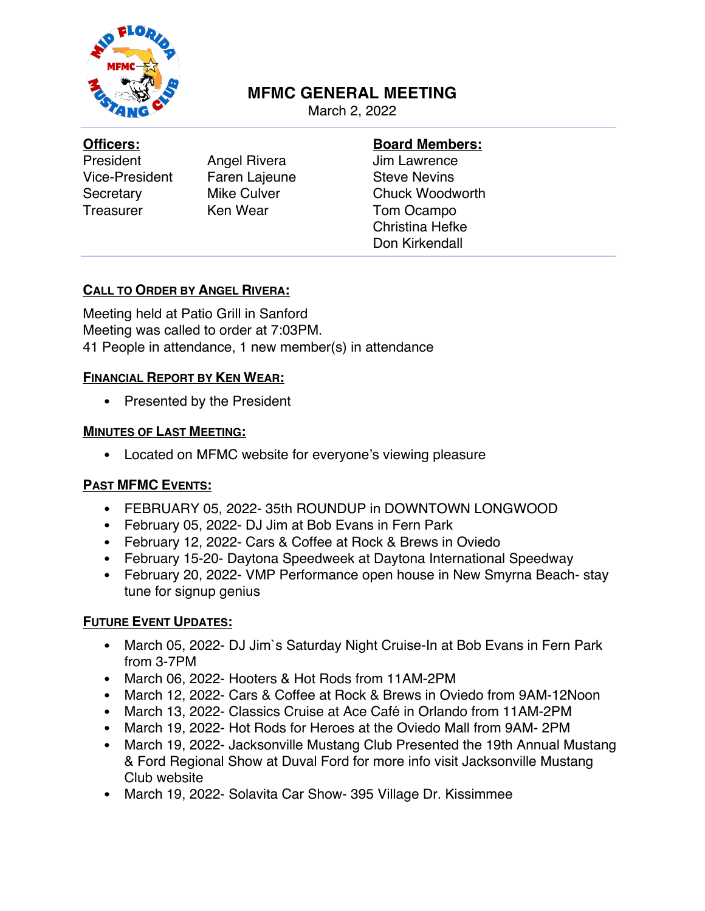# MFMC GENERAL MEETING

March 2, 2022

| **Officers:** | | **Board Members:** |
|---|---|---|
| President | Angel Rivera | Jim Lawrence |
| Vice-President | Faren Lajeune | Steve Nevins |
| Secretary | Mike Culver | Chuck Woodworth |
| Treasurer | Ken Wear | Tom Ocampo |
| | | Christina Hefke |
| | | Don Kirkendall |

## CALL TO ORDER BY ANGEL RIVERA:

Meeting held at Patio Grill in Sanford
Meeting was called to order at 7:03PM.
41 People in attendance, 1 new member(s) in attendance

## FINANCIAL REPORT BY KEN WEAR:

- Presented by the President

## MINUTES OF LAST MEETING:

- Located on MFMC website for everyone's viewing pleasure

## PAST MFMC EVENTS:

- FEBRUARY 05, 2022- 35th ROUNDUP in DOWNTOWN LONGWOOD
- February 05, 2022- DJ Jim at Bob Evans in Fern Park
- February 12, 2022- Cars & Coffee at Rock & Brews in Oviedo
- February 15-20- Daytona Speedweek at Daytona International Speedway
- February 20, 2022- VMP Performance open house in New Smyrna Beach- stay tune for signup genius

## FUTURE EVENT UPDATES:

- March 05, 2022- DJ Jim`s Saturday Night Cruise-In at Bob Evans in Fern Park from 3-7PM
- March 06, 2022- Hooters & Hot Rods from 11AM-2PM
- March 12, 2022- Cars & Coffee at Rock & Brews in Oviedo from 9AM-12Noon
- March 13, 2022- Classics Cruise at Ace Café in Orlando from 11AM-2PM
- March 19, 2022- Hot Rods for Heroes at the Oviedo Mall from 9AM- 2PM
- March 19, 2022- Jacksonville Mustang Club Presented the 19th Annual Mustang & Ford Regional Show at Duval Ford for more info visit Jacksonville Mustang Club website
- March 19, 2022- Solavita Car Show- 395 Village Dr. Kissimmee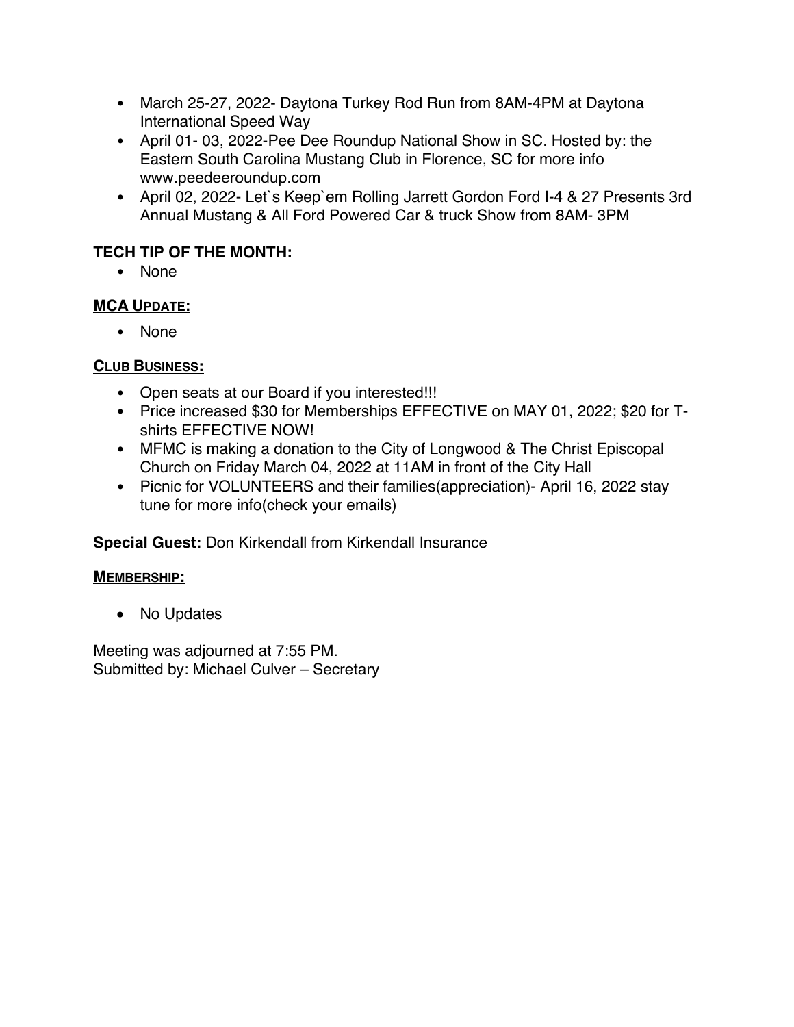- March 25-27, 2022- Daytona Turkey Rod Run from 8AM-4PM at Daytona International Speed Way
- April 01- 03, 2022-Pee Dee Roundup National Show in SC. Hosted by: the Eastern South Carolina Mustang Club in Florence, SC for more info www.peedeeroundup.com
- April 02, 2022- Let`s Keep`em Rolling Jarrett Gordon Ford I-4 & 27 Presents 3rd Annual Mustang & All Ford Powered Car & truck Show from 8AM- 3PM

**TECH TIP OF THE MONTH:**

- None

**MCA UPDATE:**

- None

**CLUB BUSINESS:**

- Open seats at our Board if you interested!!!
- Price increased $30 for Memberships EFFECTIVE on MAY 01, 2022; $20 for T-shirts EFFECTIVE NOW!
- MFMC is making a donation to the City of Longwood & The Christ Episcopal Church on Friday March 04, 2022 at 11AM in front of the City Hall
- Picnic for VOLUNTEERS and their families(appreciation)- April 16, 2022 stay tune for more info(check your emails)

**Special Guest:** Don Kirkendall from Kirkendall Insurance

**MEMBERSHIP:**

- No Updates

Meeting was adjourned at 7:55 PM.
Submitted by: Michael Culver – Secretary